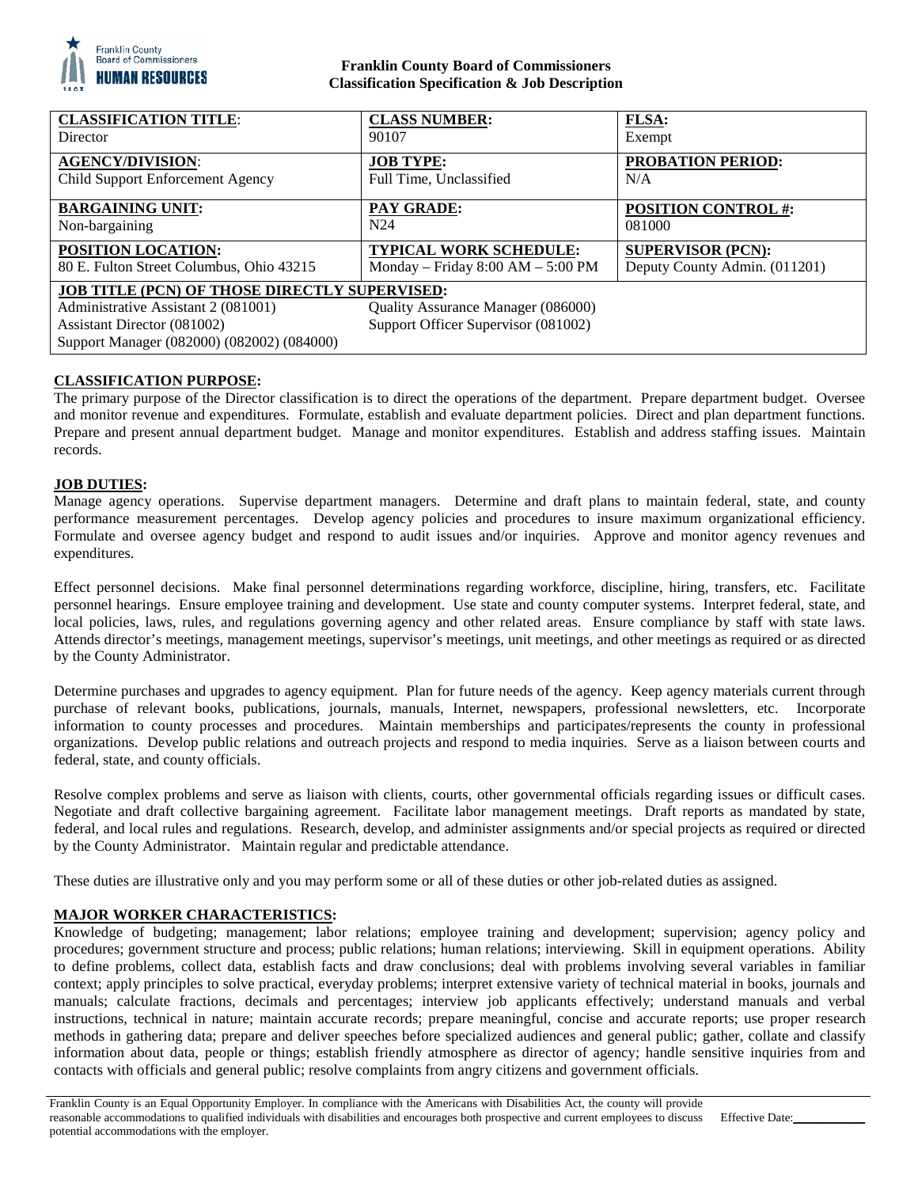**Franklin County Board of Commissioners**
**Classification Specification & Job Description**

| **CLASSIFICATION TITLE**: Director | **CLASS NUMBER:** 90107 | **FLSA:** Exempt |
|---|---|---|
| **AGENCY/DIVISION**: Child Support Enforcement Agency | **JOB TYPE:** Full Time, Unclassified | **PROBATION PERIOD:** N/A |
| **BARGAINING UNIT:** Non-bargaining | **PAY GRADE:** N24 | **POSITION CONTROL #:** 081000 |
| **POSITION LOCATION:** 80 E. Fulton Street Columbus, Ohio 43215 | **TYPICAL WORK SCHEDULE:** Monday – Friday 8:00 AM – 5:00 PM | **SUPERVISOR (PCN):** Deputy County Admin. (011201) |

**JOB TITLE (PCN) OF THOSE DIRECTLY SUPERVISED:**

| | |
|---|---|
| Administrative Assistant 2 (081001) | Quality Assurance Manager (086000) |
| Assistant Director (081002) | Support Officer Supervisor (081002) |
| Support Manager (082000) (082002) (084000) | |

**CLASSIFICATION PURPOSE:**

The primary purpose of the Director classification is to direct the operations of the department. Prepare department budget. Oversee and monitor revenue and expenditures. Formulate, establish and evaluate department policies. Direct and plan department functions. Prepare and present annual department budget. Manage and monitor expenditures. Establish and address staffing issues. Maintain records.

**JOB DUTIES:**

Manage agency operations. Supervise department managers. Determine and draft plans to maintain federal, state, and county performance measurement percentages. Develop agency policies and procedures to insure maximum organizational efficiency. Formulate and oversee agency budget and respond to audit issues and/or inquiries. Approve and monitor agency revenues and expenditures.

Effect personnel decisions. Make final personnel determinations regarding workforce, discipline, hiring, transfers, etc. Facilitate personnel hearings. Ensure employee training and development. Use state and county computer systems. Interpret federal, state, and local policies, laws, rules, and regulations governing agency and other related areas. Ensure compliance by staff with state laws. Attends director's meetings, management meetings, supervisor's meetings, unit meetings, and other meetings as required or as directed by the County Administrator.

Determine purchases and upgrades to agency equipment. Plan for future needs of the agency. Keep agency materials current through purchase of relevant books, publications, journals, manuals, Internet, newspapers, professional newsletters, etc. Incorporate information to county processes and procedures. Maintain memberships and participates/represents the county in professional organizations. Develop public relations and outreach projects and respond to media inquiries. Serve as a liaison between courts and federal, state, and county officials.

Resolve complex problems and serve as liaison with clients, courts, other governmental officials regarding issues or difficult cases. Negotiate and draft collective bargaining agreement. Facilitate labor management meetings. Draft reports as mandated by state, federal, and local rules and regulations. Research, develop, and administer assignments and/or special projects as required or directed by the County Administrator. Maintain regular and predictable attendance.

These duties are illustrative only and you may perform some or all of these duties or other job-related duties as assigned.

**MAJOR WORKER CHARACTERISTICS:**

Knowledge of budgeting; management; labor relations; employee training and development; supervision; agency policy and procedures; government structure and process; public relations; human relations; interviewing. Skill in equipment operations. Ability to define problems, collect data, establish facts and draw conclusions; deal with problems involving several variables in familiar context; apply principles to solve practical, everyday problems; interpret extensive variety of technical material in books, journals and manuals; calculate fractions, decimals and percentages; interview job applicants effectively; understand manuals and verbal instructions, technical in nature; maintain accurate records; prepare meaningful, concise and accurate reports; use proper research methods in gathering data; prepare and deliver speeches before specialized audiences and general public; gather, collate and classify information about data, people or things; establish friendly atmosphere as director of agency; handle sensitive inquiries from and contacts with officials and general public; resolve complaints from angry citizens and government officials.

Franklin County is an Equal Opportunity Employer. In compliance with the Americans with Disabilities Act, the county will provide reasonable accommodations to qualified individuals with disabilities and encourages both prospective and current employees to discuss potential accommodations with the employer. Effective Date:___________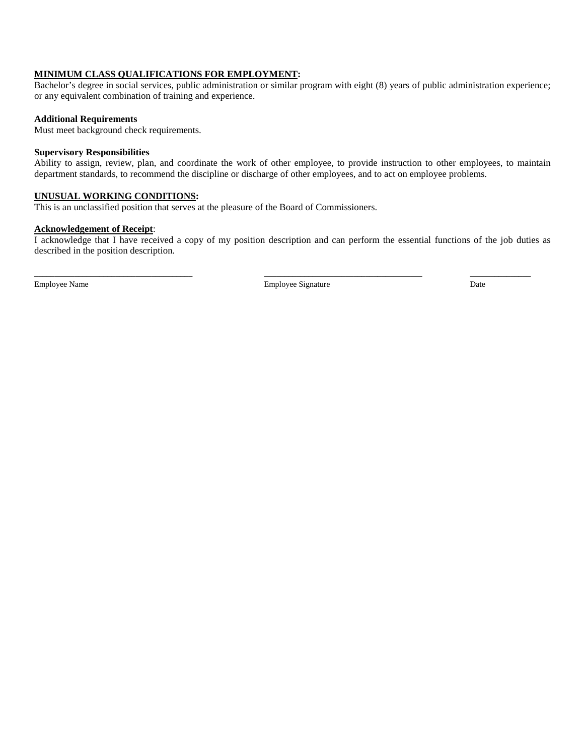**<u>MINIMUM CLASS QUALIFICATIONS FOR EMPLOYMENT</u>:**
Bachelor's degree in social services, public administration or similar program with eight (8) years of public administration experience; or any equivalent combination of training and experience.

**Additional Requirements**
Must meet background check requirements.

**Supervisory Responsibilities**
Ability to assign, review, plan, and coordinate the work of other employee, to provide instruction to other employees, to maintain department standards, to recommend the discipline or discharge of other employees, and to act on employee problems.

**<u>UNUSUAL WORKING CONDITIONS</u>:**
This is an unclassified position that serves at the pleasure of the Board of Commissioners.

**<u>Acknowledgement of Receipt</u>**:
I acknowledge that I have received a copy of my position description and can perform the essential functions of the job duties as described in the position description.

| | | |
|---|---|---|
| ______________________________ | ______________________________ | ____________ |
| Employee Name | Employee Signature | Date |